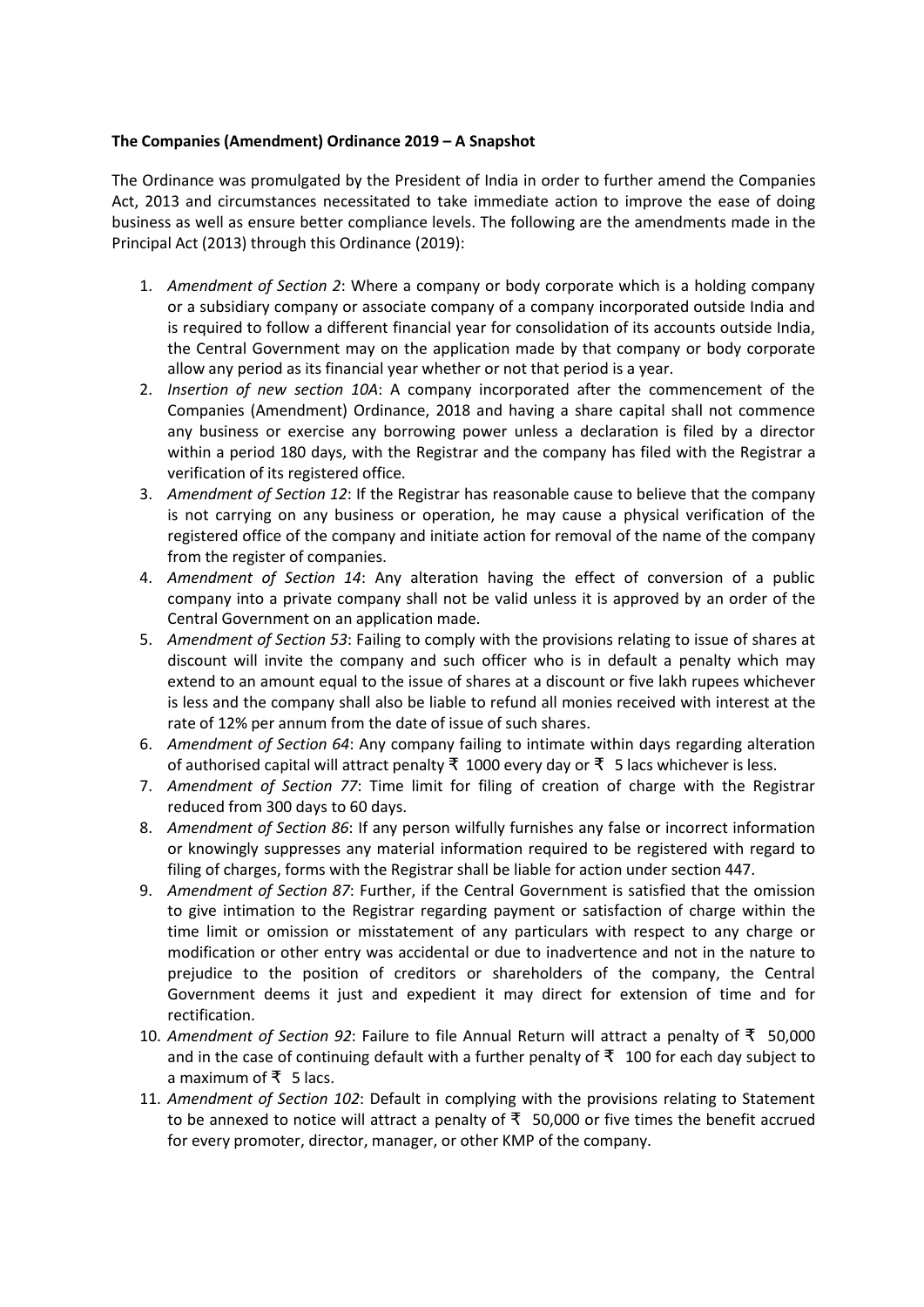**The Companies (Amendment) Ordinance 2019 – A Snapshot**

The Ordinance was promulgated by the President of India in order to further amend the Companies Act, 2013 and circumstances necessitated to take immediate action to improve the ease of doing business as well as ensure better compliance levels. The following are the amendments made in the Principal Act (2013) through this Ordinance (2019):

1. *Amendment of Section 2*: Where a company or body corporate which is a holding company or a subsidiary company or associate company of a company incorporated outside India and is required to follow a different financial year for consolidation of its accounts outside India, the Central Government may on the application made by that company or body corporate allow any period as its financial year whether or not that period is a year.
2. *Insertion of new section 10A*: A company incorporated after the commencement of the Companies (Amendment) Ordinance, 2018 and having a share capital shall not commence any business or exercise any borrowing power unless a declaration is filed by a director within a period 180 days, with the Registrar and the company has filed with the Registrar a verification of its registered office.
3. *Amendment of Section 12*: If the Registrar has reasonable cause to believe that the company is not carrying on any business or operation, he may cause a physical verification of the registered office of the company and initiate action for removal of the name of the company from the register of companies.
4. *Amendment of Section 14*: Any alteration having the effect of conversion of a public company into a private company shall not be valid unless it is approved by an order of the Central Government on an application made.
5. *Amendment of Section 53*: Failing to comply with the provisions relating to issue of shares at discount will invite the company and such officer who is in default a penalty which may extend to an amount equal to the issue of shares at a discount or five lakh rupees whichever is less and the company shall also be liable to refund all monies received with interest at the rate of 12% per annum from the date of issue of such shares.
6. *Amendment of Section 64*: Any company failing to intimate within days regarding alteration of authorised capital will attract penalty ₹ 1000 every day or ₹ 5 lacs whichever is less.
7. *Amendment of Section 77*: Time limit for filing of creation of charge with the Registrar reduced from 300 days to 60 days.
8. *Amendment of Section 86*: If any person wilfully furnishes any false or incorrect information or knowingly suppresses any material information required to be registered with regard to filing of charges, forms with the Registrar shall be liable for action under section 447.
9. *Amendment of Section 87*: Further, if the Central Government is satisfied that the omission to give intimation to the Registrar regarding payment or satisfaction of charge within the time limit or omission or misstatement of any particulars with respect to any charge or modification or other entry was accidental or due to inadvertence and not in the nature to prejudice to the position of creditors or shareholders of the company, the Central Government deems it just and expedient it may direct for extension of time and for rectification.
10. *Amendment of Section 92*: Failure to file Annual Return will attract a penalty of ₹ 50,000 and in the case of continuing default with a further penalty of ₹ 100 for each day subject to a maximum of ₹ 5 lacs.
11. *Amendment of Section 102*: Default in complying with the provisions relating to Statement to be annexed to notice will attract a penalty of ₹ 50,000 or five times the benefit accrued for every promoter, director, manager, or other KMP of the company.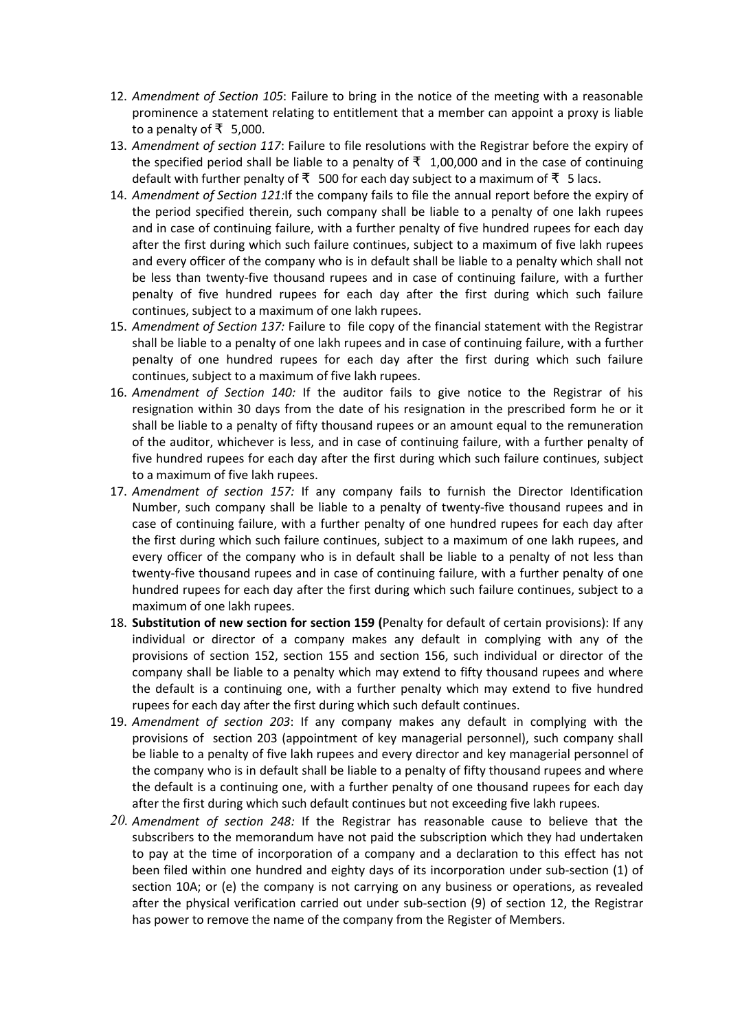12. *Amendment of Section 105*: Failure to bring in the notice of the meeting with a reasonable prominence a statement relating to entitlement that a member can appoint a proxy is liable to a penalty of ₹ 5,000.
13. *Amendment of section 117*: Failure to file resolutions with the Registrar before the expiry of the specified period shall be liable to a penalty of ₹ 1,00,000 and in the case of continuing default with further penalty of ₹ 500 for each day subject to a maximum of ₹ 5 lacs.
14. *Amendment of Section 121:*If the company fails to file the annual report before the expiry of the period specified therein, such company shall be liable to a penalty of one lakh rupees and in case of continuing failure, with a further penalty of five hundred rupees for each day after the first during which such failure continues, subject to a maximum of five lakh rupees and every officer of the company who is in default shall be liable to a penalty which shall not be less than twenty-five thousand rupees and in case of continuing failure, with a further penalty of five hundred rupees for each day after the first during which such failure continues, subject to a maximum of one lakh rupees.
15. *Amendment of Section 137:* Failure to file copy of the financial statement with the Registrar shall be liable to a penalty of one lakh rupees and in case of continuing failure, with a further penalty of one hundred rupees for each day after the first during which such failure continues, subject to a maximum of five lakh rupees.
16. *Amendment of Section 140:* If the auditor fails to give notice to the Registrar of his resignation within 30 days from the date of his resignation in the prescribed form he or it shall be liable to a penalty of fifty thousand rupees or an amount equal to the remuneration of the auditor, whichever is less, and in case of continuing failure, with a further penalty of five hundred rupees for each day after the first during which such failure continues, subject to a maximum of five lakh rupees.
17. *Amendment of section 157:* If any company fails to furnish the Director Identification Number, such company shall be liable to a penalty of twenty-five thousand rupees and in case of continuing failure, with a further penalty of one hundred rupees for each day after the first during which such failure continues, subject to a maximum of one lakh rupees, and every officer of the company who is in default shall be liable to a penalty of not less than twenty-five thousand rupees and in case of continuing failure, with a further penalty of one hundred rupees for each day after the first during which such failure continues, subject to a maximum of one lakh rupees.
18. **Substitution of new section for section 159 (**Penalty for default of certain provisions): If any individual or director of a company makes any default in complying with any of the provisions of section 152, section 155 and section 156, such individual or director of the company shall be liable to a penalty which may extend to fifty thousand rupees and where the default is a continuing one, with a further penalty which may extend to five hundred rupees for each day after the first during which such default continues.
19. *Amendment of section 203*: If any company makes any default in complying with the provisions of section 203 (appointment of key managerial personnel), such company shall be liable to a penalty of five lakh rupees and every director and key managerial personnel of the company who is in default shall be liable to a penalty of fifty thousand rupees and where the default is a continuing one, with a further penalty of one thousand rupees for each day after the first during which such default continues but not exceeding five lakh rupees.
20. *Amendment of section 248:* If the Registrar has reasonable cause to believe that the subscribers to the memorandum have not paid the subscription which they had undertaken to pay at the time of incorporation of a company and a declaration to this effect has not been filed within one hundred and eighty days of its incorporation under sub-section (1) of section 10A; or (e) the company is not carrying on any business or operations, as revealed after the physical verification carried out under sub-section (9) of section 12, the Registrar has power to remove the name of the company from the Register of Members.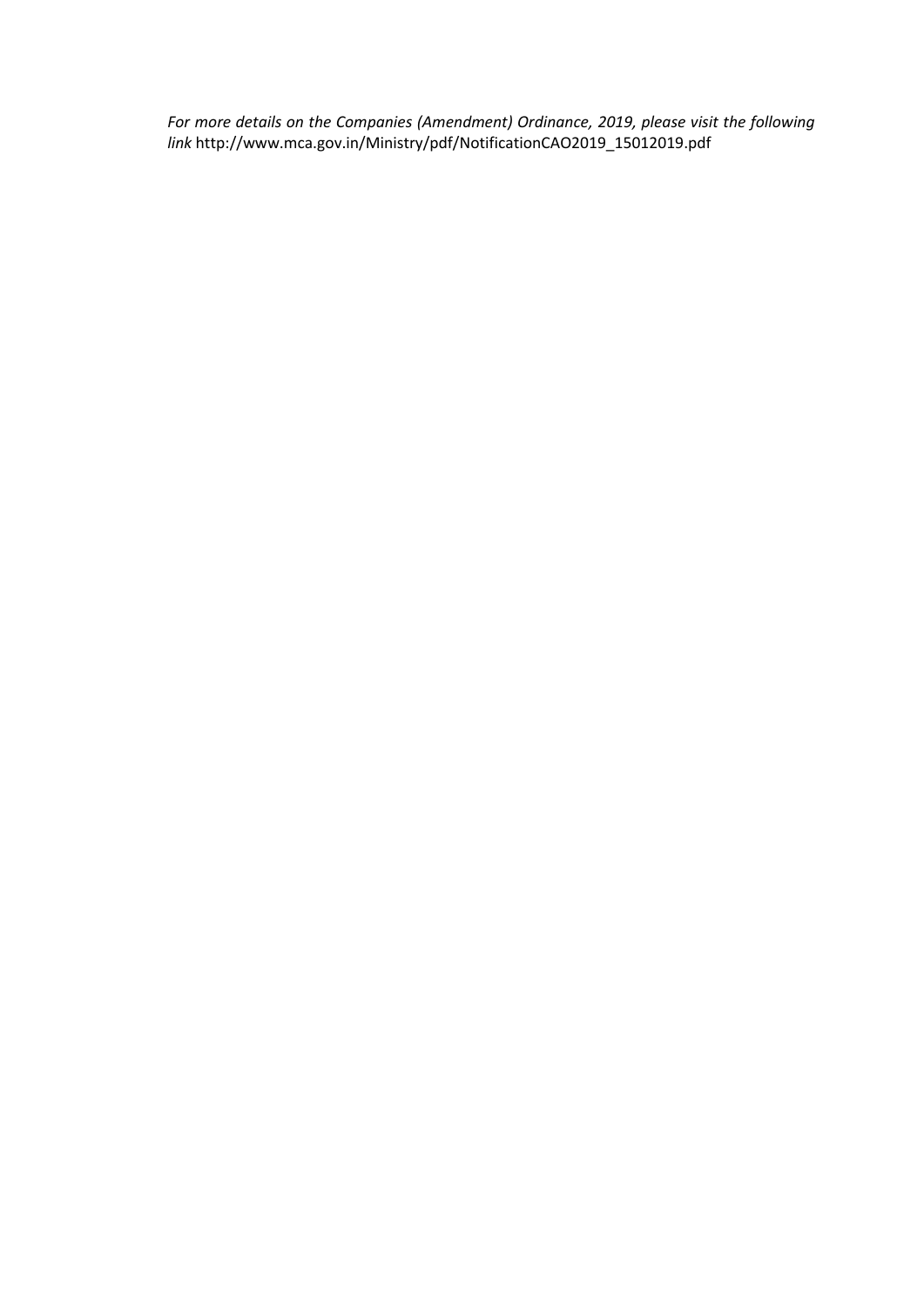*For more details on the Companies (Amendment) Ordinance, 2019, please visit the following link* http://www.mca.gov.in/Ministry/pdf/NotificationCAO2019_15012019.pdf